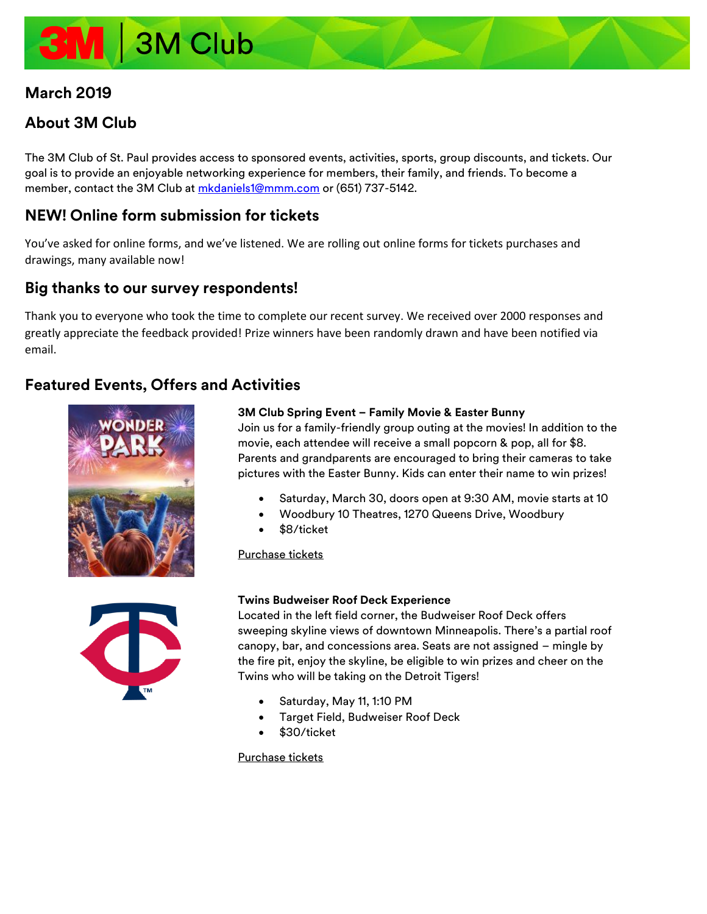# 3M Club

## March 2019

## About 3M Club

The 3M Club of St. Paul provides access to sponsored events, activities, sports, group discounts, and tickets. Our goal is to provide an enjoyable networking experience for members, their family, and friends. To become a member, contact the 3M Club at mkdaniels1@mmm.com or (651) 737-5142.

## NEW! Online form submission for tickets

You've asked for online forms, and we've listened. We are rolling out online forms for tickets purchases and drawings, many available now!

## Big thanks to our survey respondents!

Thank you to everyone who took the time to complete our recent survey. We received over 2000 responses and greatly appreciate the feedback provided! Prize winners have been randomly drawn and have been notified via email.

## Featured Events, Offers and Activities

**3M Club Spring Event – Family Movie & Easter Bunny**
Join us for a family-friendly group outing at the movies! In addition to the movie, each attendee will receive a small popcorn & pop, all for $8. Parents and grandparents are encouraged to bring their cameras to take pictures with the Easter Bunny. Kids can enter their name to win prizes!

- Saturday, March 30, doors open at 9:30 AM, movie starts at 10
- Woodbury 10 Theatres, 1270 Queens Drive, Woodbury
- $8/ticket

Purchase tickets

**Twins Budweiser Roof Deck Experience**
Located in the left field corner, the Budweiser Roof Deck offers sweeping skyline views of downtown Minneapolis. There's a partial roof canopy, bar, and concessions area. Seats are not assigned – mingle by the fire pit, enjoy the skyline, be eligible to win prizes and cheer on the Twins who will be taking on the Detroit Tigers!

- Saturday, May 11, 1:10 PM
- Target Field, Budweiser Roof Deck
- $30/ticket

Purchase tickets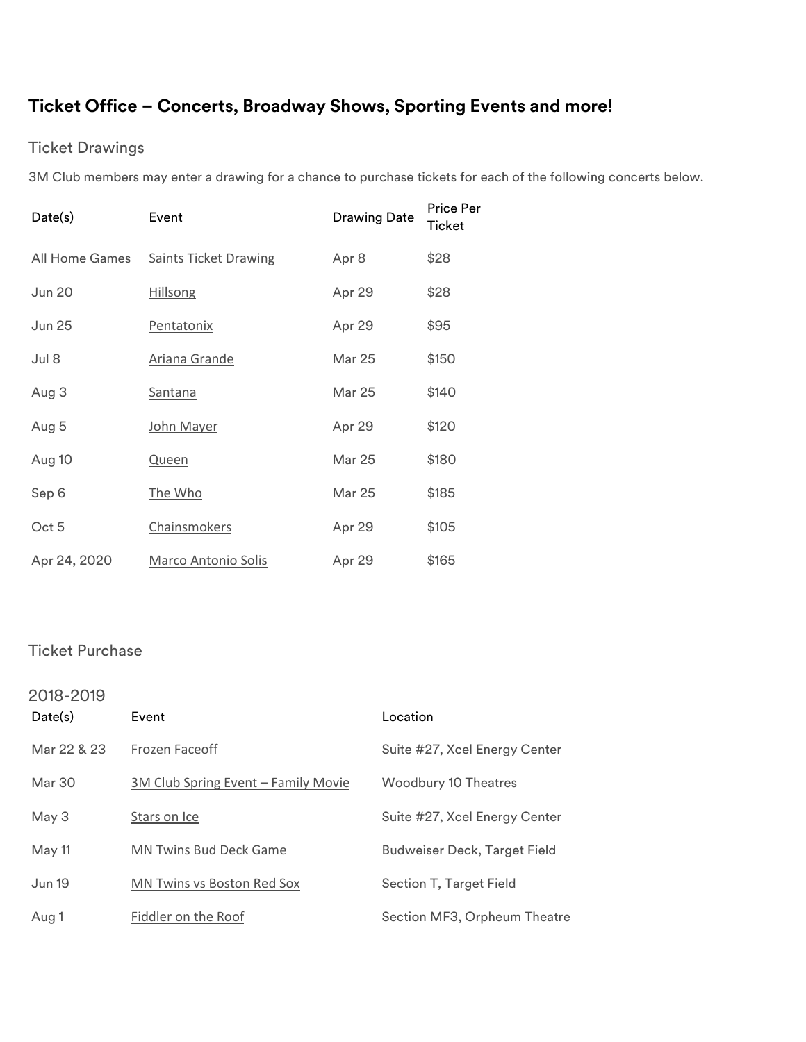# Ticket Office – Concerts, Broadway Shows, Sporting Events and more!

## Ticket Drawings

3M Club members may enter a drawing for a chance to purchase tickets for each of the following concerts below.

| Date(s) | Event | Drawing Date | Price Per Ticket |
|---|---|---|---|
| All Home Games | Saints Ticket Drawing | Apr 8 | $28 |
| Jun 20 | Hillsong | Apr 29 | $28 |
| Jun 25 | Pentatonix | Apr 29 | $95 |
| Jul 8 | Ariana Grande | Mar 25 | $150 |
| Aug 3 | Santana | Mar 25 | $140 |
| Aug 5 | John Mayer | Apr 29 | $120 |
| Aug 10 | Queen | Mar 25 | $180 |
| Sep 6 | The Who | Mar 25 | $185 |
| Oct 5 | Chainsmokers | Apr 29 | $105 |
| Apr 24, 2020 | Marco Antonio Solis | Apr 29 | $165 |

## Ticket Purchase

### 2018-2019

| Date(s) | Event | Location |
|---|---|---|
| Mar 22 & 23 | Frozen Faceoff | Suite #27, Xcel Energy Center |
| Mar 30 | 3M Club Spring Event – Family Movie | Woodbury 10 Theatres |
| May 3 | Stars on Ice | Suite #27, Xcel Energy Center |
| May 11 | MN Twins Bud Deck Game | Budweiser Deck, Target Field |
| Jun 19 | MN Twins vs Boston Red Sox | Section T, Target Field |
| Aug 1 | Fiddler on the Roof | Section MF3, Orpheum Theatre |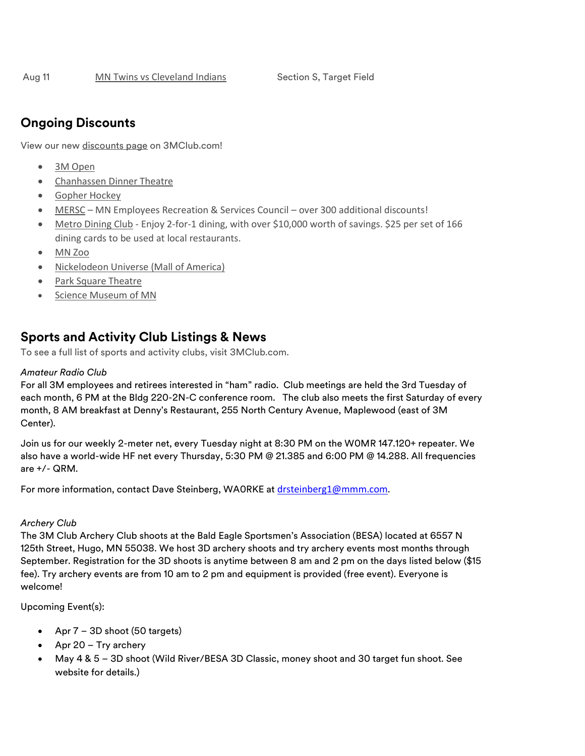| Aug 11 | MN Twins vs Cleveland Indians | Section S, Target Field |
| --- | --- | --- |

## Ongoing Discounts

View our new discounts page on 3MClub.com!

- 3M Open
- Chanhassen Dinner Theatre
- Gopher Hockey
- MERSC – MN Employees Recreation & Services Council – over 300 additional discounts!
- Metro Dining Club - Enjoy 2-for-1 dining, with over $10,000 worth of savings. $25 per set of 166 dining cards to be used at local restaurants.
- MN Zoo
- Nickelodeon Universe (Mall of America)
- Park Square Theatre
- Science Museum of MN

## Sports and Activity Club Listings & News

To see a full list of sports and activity clubs, visit 3MClub.com.

*Amateur Radio Club*

For all 3M employees and retirees interested in "ham" radio. Club meetings are held the 3rd Tuesday of each month, 6 PM at the Bldg 220-2N-C conference room. The club also meets the first Saturday of every month, 8 AM breakfast at Denny's Restaurant, 255 North Century Avenue, Maplewood (east of 3M Center).

Join us for our weekly 2-meter net, every Tuesday night at 8:30 PM on the W0MR 147.120+ repeater. We also have a world-wide HF net every Thursday, 5:30 PM @ 21.385 and 6:00 PM @ 14.288. All frequencies are +/- QRM.

For more information, contact Dave Steinberg, WA0RKE at drsteinberg1@mmm.com.

*Archery Club*

The 3M Club Archery Club shoots at the Bald Eagle Sportsmen's Association (BESA) located at 6557 N 125th Street, Hugo, MN 55038. We host 3D archery shoots and try archery events most months through September. Registration for the 3D shoots is anytime between 8 am and 2 pm on the days listed below ($15 fee). Try archery events are from 10 am to 2 pm and equipment is provided (free event). Everyone is welcome!

Upcoming Event(s):

- Apr 7 – 3D shoot (50 targets)
- Apr 20 – Try archery
- May 4 & 5 – 3D shoot (Wild River/BESA 3D Classic, money shoot and 30 target fun shoot. See website for details.)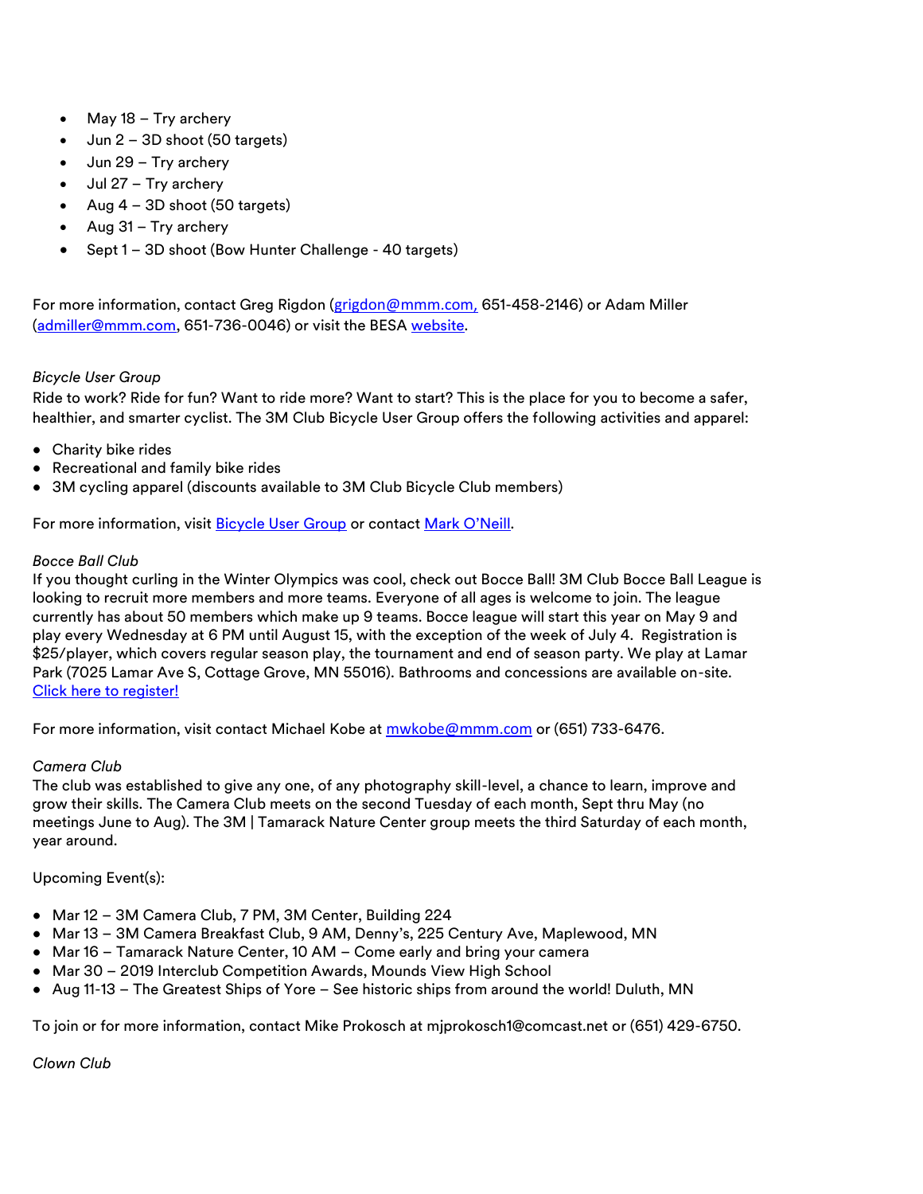- May 18 – Try archery
- Jun 2 – 3D shoot (50 targets)
- Jun 29 – Try archery
- Jul 27 – Try archery
- Aug 4 – 3D shoot (50 targets)
- Aug 31 – Try archery
- Sept 1 – 3D shoot (Bow Hunter Challenge - 40 targets)

For more information, contact Greg Rigdon (grigdon@mmm.com, 651-458-2146) or Adam Miller (admiller@mmm.com, 651-736-0046) or visit the BESA website.

*Bicycle User Group*

Ride to work? Ride for fun? Want to ride more? Want to start? This is the place for you to become a safer, healthier, and smarter cyclist. The 3M Club Bicycle User Group offers the following activities and apparel:

- Charity bike rides
- Recreational and family bike rides
- 3M cycling apparel (discounts available to 3M Club Bicycle Club members)

For more information, visit Bicycle User Group or contact Mark O'Neill.

*Bocce Ball Club*

If you thought curling in the Winter Olympics was cool, check out Bocce Ball! 3M Club Bocce Ball League is looking to recruit more members and more teams. Everyone of all ages is welcome to join. The league currently has about 50 members which make up 9 teams. Bocce league will start this year on May 9 and play every Wednesday at 6 PM until August 15, with the exception of the week of July 4. Registration is $25/player, which covers regular season play, the tournament and end of season party. We play at Lamar Park (7025 Lamar Ave S, Cottage Grove, MN 55016). Bathrooms and concessions are available on-site. Click here to register!

For more information, visit contact Michael Kobe at mwkobe@mmm.com or (651) 733-6476.

*Camera Club*

The club was established to give any one, of any photography skill-level, a chance to learn, improve and grow their skills. The Camera Club meets on the second Tuesday of each month, Sept thru May (no meetings June to Aug). The 3M | Tamarack Nature Center group meets the third Saturday of each month, year around.

Upcoming Event(s):

- Mar 12 – 3M Camera Club, 7 PM, 3M Center, Building 224
- Mar 13 – 3M Camera Breakfast Club, 9 AM, Denny's, 225 Century Ave, Maplewood, MN
- Mar 16 – Tamarack Nature Center, 10 AM – Come early and bring your camera
- Mar 30 – 2019 Interclub Competition Awards, Mounds View High School
- Aug 11-13 – The Greatest Ships of Yore – See historic ships from around the world! Duluth, MN

To join or for more information, contact Mike Prokosch at mjprokosch1@comcast.net or (651) 429-6750.

*Clown Club*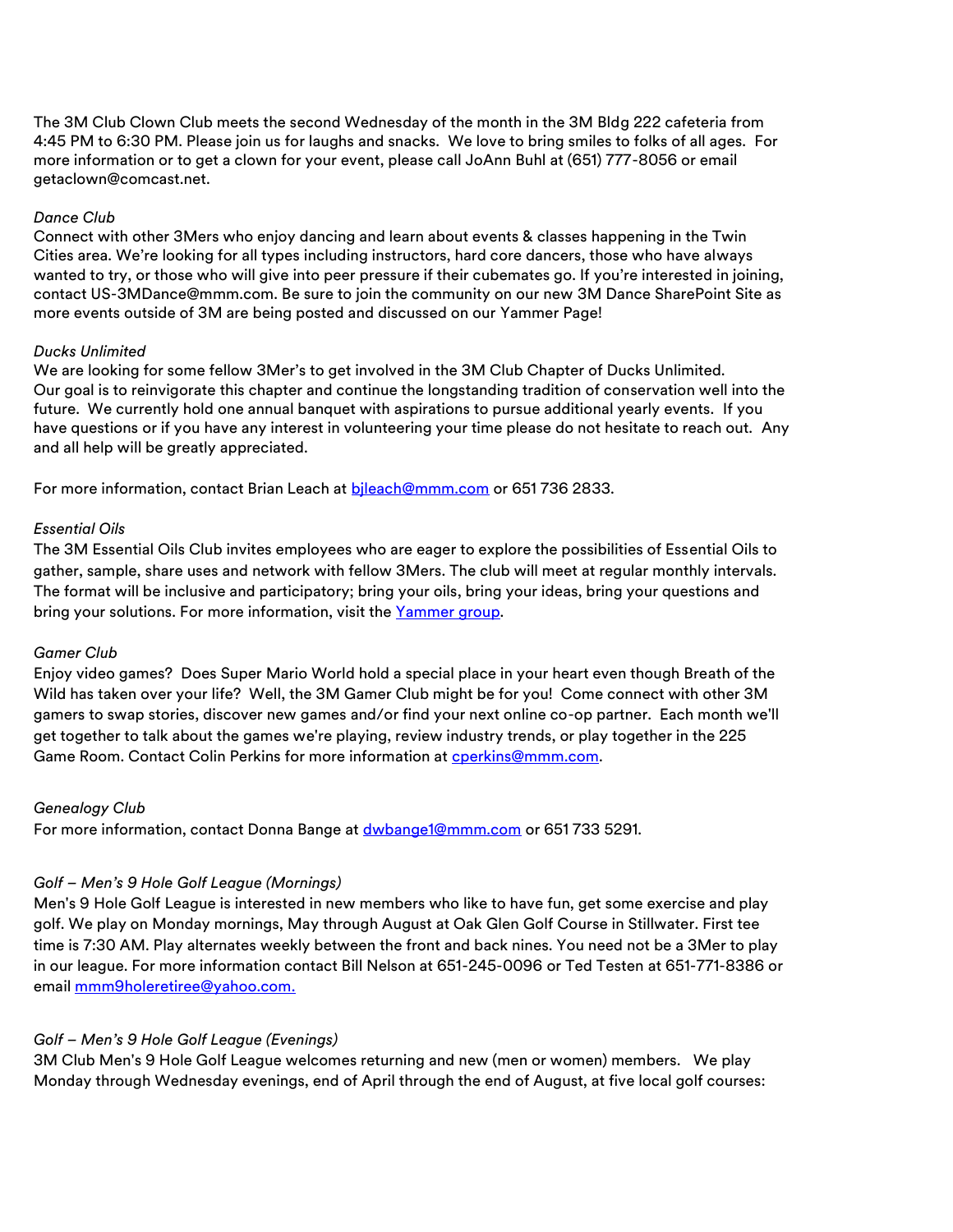The 3M Club Clown Club meets the second Wednesday of the month in the 3M Bldg 222 cafeteria from 4:45 PM to 6:30 PM. Please join us for laughs and snacks. We love to bring smiles to folks of all ages. For more information or to get a clown for your event, please call JoAnn Buhl at (651) 777-8056 or email getaclown@comcast.net.

*Dance Club*
Connect with other 3Mers who enjoy dancing and learn about events & classes happening in the Twin Cities area. We're looking for all types including instructors, hard core dancers, those who have always wanted to try, or those who will give into peer pressure if their cubemates go. If you're interested in joining, contact US-3MDance@mmm.com. Be sure to join the community on our new 3M Dance SharePoint Site as more events outside of 3M are being posted and discussed on our Yammer Page!

*Ducks Unlimited*
We are looking for some fellow 3Mer's to get involved in the 3M Club Chapter of Ducks Unlimited. Our goal is to reinvigorate this chapter and continue the longstanding tradition of conservation well into the future. We currently hold one annual banquet with aspirations to pursue additional yearly events. If you have questions or if you have any interest in volunteering your time please do not hesitate to reach out. Any and all help will be greatly appreciated.

For more information, contact Brian Leach at bjleach@mmm.com or 651 736 2833.

*Essential Oils*
The 3M Essential Oils Club invites employees who are eager to explore the possibilities of Essential Oils to gather, sample, share uses and network with fellow 3Mers. The club will meet at regular monthly intervals. The format will be inclusive and participatory; bring your oils, bring your ideas, bring your questions and bring your solutions. For more information, visit the Yammer group.

*Gamer Club*
Enjoy video games? Does Super Mario World hold a special place in your heart even though Breath of the Wild has taken over your life? Well, the 3M Gamer Club might be for you! Come connect with other 3M gamers to swap stories, discover new games and/or find your next online co-op partner. Each month we'll get together to talk about the games we're playing, review industry trends, or play together in the 225 Game Room. Contact Colin Perkins for more information at cperkins@mmm.com.

*Genealogy Club*
For more information, contact Donna Bange at dwbange1@mmm.com or 651 733 5291.

*Golf – Men's 9 Hole Golf League (Mornings)*
Men's 9 Hole Golf League is interested in new members who like to have fun, get some exercise and play golf. We play on Monday mornings, May through August at Oak Glen Golf Course in Stillwater. First tee time is 7:30 AM. Play alternates weekly between the front and back nines. You need not be a 3Mer to play in our league. For more information contact Bill Nelson at 651-245-0096 or Ted Testen at 651-771-8386 or email mmm9holeretiree@yahoo.com.

*Golf – Men's 9 Hole Golf League (Evenings)*
3M Club Men's 9 Hole Golf League welcomes returning and new (men or women) members. We play Monday through Wednesday evenings, end of April through the end of August, at five local golf courses: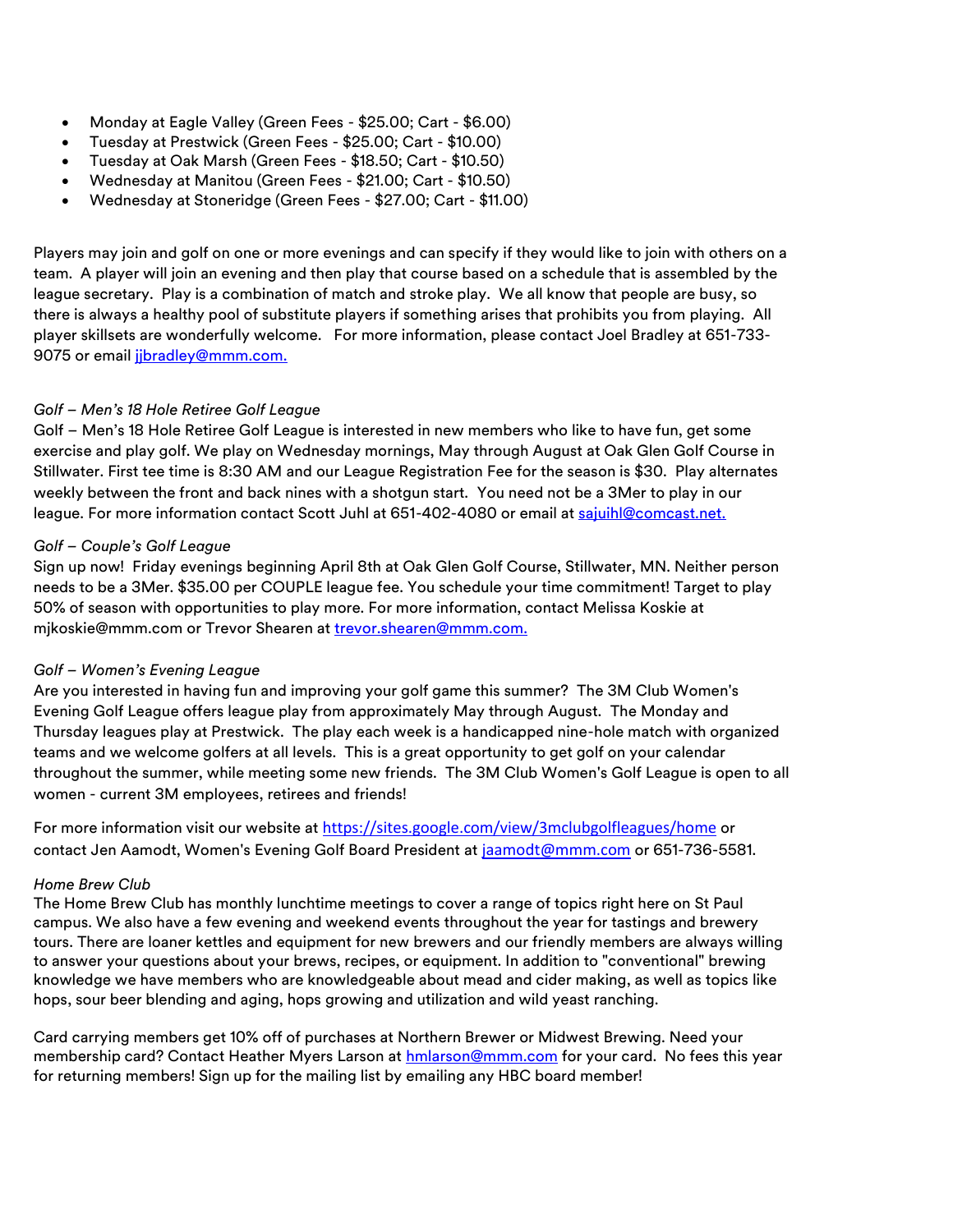- Monday at Eagle Valley (Green Fees - $25.00; Cart - $6.00)
- Tuesday at Prestwick (Green Fees - $25.00; Cart - $10.00)
- Tuesday at Oak Marsh (Green Fees - $18.50; Cart - $10.50)
- Wednesday at Manitou (Green Fees - $21.00; Cart - $10.50)
- Wednesday at Stoneridge (Green Fees - $27.00; Cart - $11.00)

Players may join and golf on one or more evenings and can specify if they would like to join with others on a team. A player will join an evening and then play that course based on a schedule that is assembled by the league secretary. Play is a combination of match and stroke play. We all know that people are busy, so there is always a healthy pool of substitute players if something arises that prohibits you from playing. All player skillsets are wonderfully welcome. For more information, please contact Joel Bradley at 651-733-9075 or email jjbradley@mmm.com.

*Golf – Men's 18 Hole Retiree Golf League*

Golf – Men's 18 Hole Retiree Golf League is interested in new members who like to have fun, get some exercise and play golf. We play on Wednesday mornings, May through August at Oak Glen Golf Course in Stillwater. First tee time is 8:30 AM and our League Registration Fee for the season is $30. Play alternates weekly between the front and back nines with a shotgun start. You need not be a 3Mer to play in our league. For more information contact Scott Juhl at 651-402-4080 or email at sajuihl@comcast.net.

*Golf – Couple's Golf League*

Sign up now! Friday evenings beginning April 8th at Oak Glen Golf Course, Stillwater, MN. Neither person needs to be a 3Mer. $35.00 per COUPLE league fee. You schedule your time commitment! Target to play 50% of season with opportunities to play more. For more information, contact Melissa Koskie at mjkoskie@mmm.com or Trevor Shearen at trevor.shearen@mmm.com.

*Golf – Women's Evening League*

Are you interested in having fun and improving your golf game this summer? The 3M Club Women's Evening Golf League offers league play from approximately May through August. The Monday and Thursday leagues play at Prestwick. The play each week is a handicapped nine-hole match with organized teams and we welcome golfers at all levels. This is a great opportunity to get golf on your calendar throughout the summer, while meeting some new friends. The 3M Club Women's Golf League is open to all women - current 3M employees, retirees and friends!

For more information visit our website at https://sites.google.com/view/3mclubgolfleagues/home or contact Jen Aamodt, Women's Evening Golf Board President at jaamodt@mmm.com or 651-736-5581.

*Home Brew Club*

The Home Brew Club has monthly lunchtime meetings to cover a range of topics right here on St Paul campus. We also have a few evening and weekend events throughout the year for tastings and brewery tours. There are loaner kettles and equipment for new brewers and our friendly members are always willing to answer your questions about your brews, recipes, or equipment. In addition to "conventional" brewing knowledge we have members who are knowledgeable about mead and cider making, as well as topics like hops, sour beer blending and aging, hops growing and utilization and wild yeast ranching.

Card carrying members get 10% off of purchases at Northern Brewer or Midwest Brewing. Need your membership card? Contact Heather Myers Larson at hmlarson@mmm.com for your card. No fees this year for returning members! Sign up for the mailing list by emailing any HBC board member!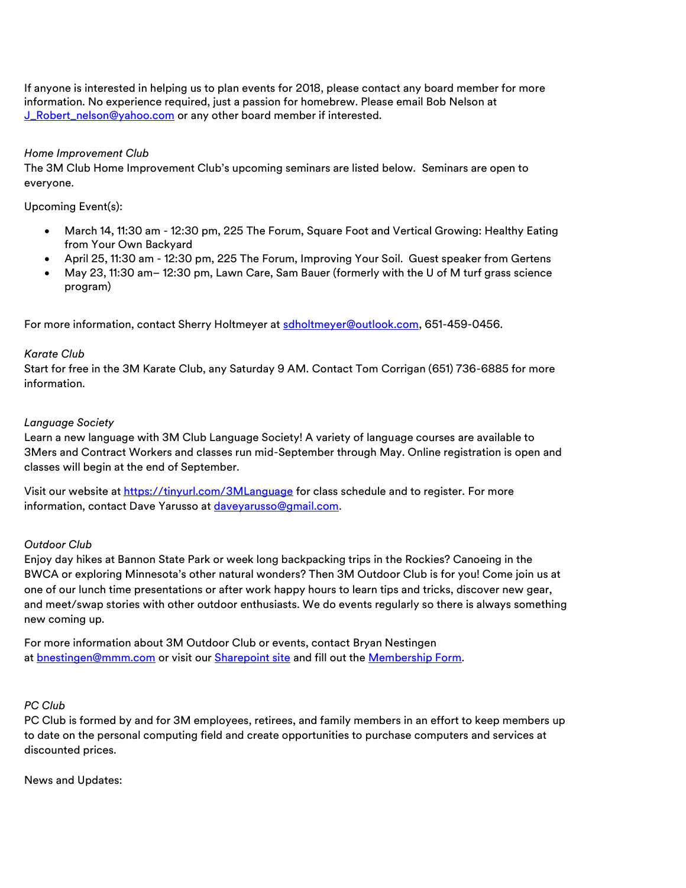If anyone is interested in helping us to plan events for 2018, please contact any board member for more information. No experience required, just a passion for homebrew. Please email Bob Nelson at [J_Robert_nelson@yahoo.com](mailto:J_Robert_nelson@yahoo.com) or any other board member if interested.

*Home Improvement Club*

The 3M Club Home Improvement Club's upcoming seminars are listed below. Seminars are open to everyone.

Upcoming Event(s):

- March 14, 11:30 am - 12:30 pm, 225 The Forum, Square Foot and Vertical Growing: Healthy Eating from Your Own Backyard
- April 25, 11:30 am - 12:30 pm, 225 The Forum, Improving Your Soil. Guest speaker from Gertens
- May 23, 11:30 am– 12:30 pm, Lawn Care, Sam Bauer (formerly with the U of M turf grass science program)

For more information, contact Sherry Holtmeyer at [sdholtmeyer@outlook.com](mailto:sdholtmeyer@outlook.com), 651-459-0456.

*Karate Club*

Start for free in the 3M Karate Club, any Saturday 9 AM. Contact Tom Corrigan (651) 736-6885 for more information.

*Language Society*

Learn a new language with 3M Club Language Society! A variety of language courses are available to 3Mers and Contract Workers and classes run mid-September through May. Online registration is open and classes will begin at the end of September.

Visit our website at [https://tinyurl.com/3MLanguage](https://tinyurl.com/3MLanguage) for class schedule and to register. For more information, contact Dave Yarusso at [daveyarusso@gmail.com](mailto:daveyarusso@gmail.com).

*Outdoor Club*

Enjoy day hikes at Bannon State Park or week long backpacking trips in the Rockies? Canoeing in the BWCA or exploring Minnesota's other natural wonders? Then 3M Outdoor Club is for you! Come join us at one of our lunch time presentations or after work happy hours to learn tips and tricks, discover new gear, and meet/swap stories with other outdoor enthusiasts. We do events regularly so there is always something new coming up.

For more information about 3M Outdoor Club or events, contact Bryan Nestingen at [bnestingen@mmm.com](mailto:bnestingen@mmm.com) or visit our Sharepoint site and fill out the Membership Form.

*PC Club*

PC Club is formed by and for 3M employees, retirees, and family members in an effort to keep members up to date on the personal computing field and create opportunities to purchase computers and services at discounted prices.

News and Updates: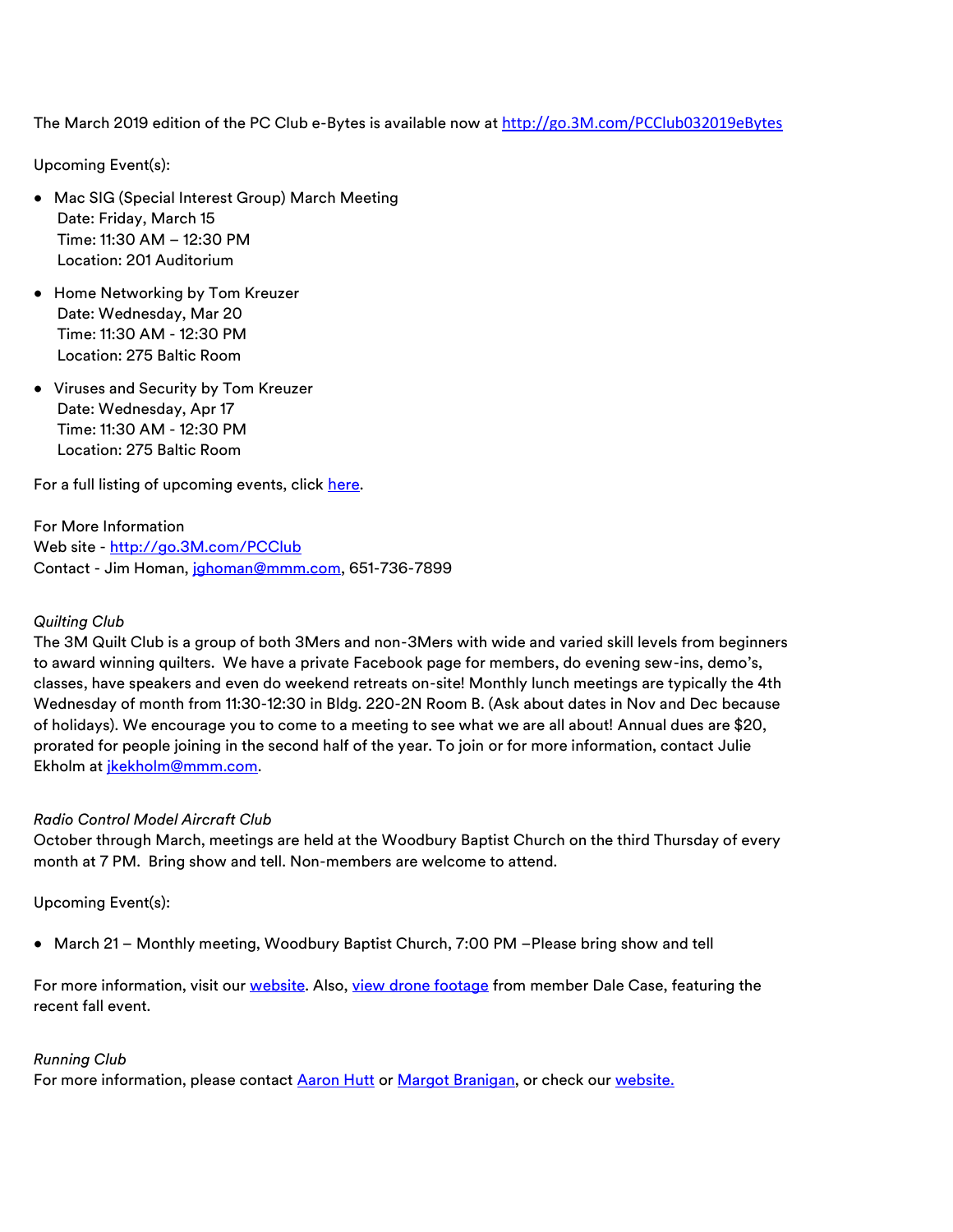The March 2019 edition of the PC Club e-Bytes is available now at [http://go.3M.com/PCClub032019eBytes](http://go.3M.com/PCClub032019eBytes)

Upcoming Event(s):

- Mac SIG (Special Interest Group) March Meeting
  Date: Friday, March 15
  Time: 11:30 AM – 12:30 PM
  Location: 201 Auditorium

- Home Networking by Tom Kreuzer
  Date: Wednesday, Mar 20
  Time: 11:30 AM - 12:30 PM
  Location: 275 Baltic Room

- Viruses and Security by Tom Kreuzer
  Date: Wednesday, Apr 17
  Time: 11:30 AM - 12:30 PM
  Location: 275 Baltic Room

For a full listing of upcoming events, click here.

For More Information
Web site - [http://go.3M.com/PCClub](http://go.3M.com/PCClub)
Contact - Jim Homan, jghoman@mmm.com, 651-736-7899

*Quilting Club*
The 3M Quilt Club is a group of both 3Mers and non-3Mers with wide and varied skill levels from beginners to award winning quilters. We have a private Facebook page for members, do evening sew-ins, demo's, classes, have speakers and even do weekend retreats on-site! Monthly lunch meetings are typically the 4th Wednesday of month from 11:30-12:30 in Bldg. 220-2N Room B. (Ask about dates in Nov and Dec because of holidays). We encourage you to come to a meeting to see what we are all about! Annual dues are $20, prorated for people joining in the second half of the year. To join or for more information, contact Julie Ekholm at jkekholm@mmm.com.

*Radio Control Model Aircraft Club*
October through March, meetings are held at the Woodbury Baptist Church on the third Thursday of every month at 7 PM. Bring show and tell. Non-members are welcome to attend.

Upcoming Event(s):

- March 21 – Monthly meeting, Woodbury Baptist Church, 7:00 PM –Please bring show and tell

For more information, visit our website. Also, view drone footage from member Dale Case, featuring the recent fall event.

*Running Club*
For more information, please contact Aaron Hutt or Margot Branigan, or check our website.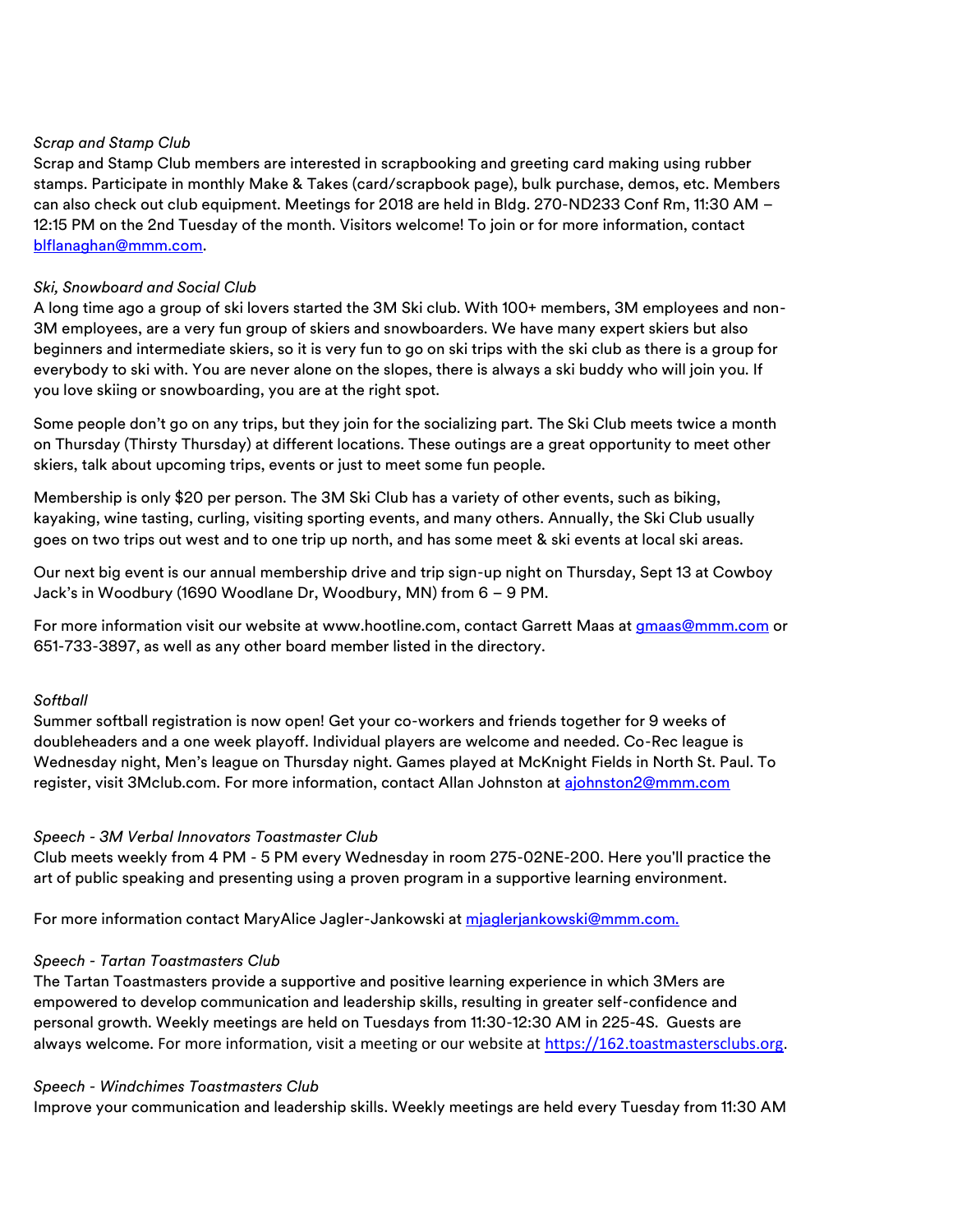*Scrap and Stamp Club*
Scrap and Stamp Club members are interested in scrapbooking and greeting card making using rubber stamps. Participate in monthly Make & Takes (card/scrapbook page), bulk purchase, demos, etc. Members can also check out club equipment. Meetings for 2018 are held in Bldg. 270-ND233 Conf Rm, 11:30 AM – 12:15 PM on the 2nd Tuesday of the month. Visitors welcome! To join or for more information, contact blflanaghan@mmm.com.

*Ski, Snowboard and Social Club*
A long time ago a group of ski lovers started the 3M Ski club. With 100+ members, 3M employees and non-3M employees, are a very fun group of skiers and snowboarders. We have many expert skiers but also beginners and intermediate skiers, so it is very fun to go on ski trips with the ski club as there is a group for everybody to ski with. You are never alone on the slopes, there is always a ski buddy who will join you. If you love skiing or snowboarding, you are at the right spot.

Some people don't go on any trips, but they join for the socializing part. The Ski Club meets twice a month on Thursday (Thirsty Thursday) at different locations. These outings are a great opportunity to meet other skiers, talk about upcoming trips, events or just to meet some fun people.

Membership is only $20 per person. The 3M Ski Club has a variety of other events, such as biking, kayaking, wine tasting, curling, visiting sporting events, and many others. Annually, the Ski Club usually goes on two trips out west and to one trip up north, and has some meet & ski events at local ski areas.

Our next big event is our annual membership drive and trip sign-up night on Thursday, Sept 13 at Cowboy Jack's in Woodbury (1690 Woodlane Dr, Woodbury, MN) from 6 – 9 PM.

For more information visit our website at www.hootline.com, contact Garrett Maas at gmaas@mmm.com or 651-733-3897, as well as any other board member listed in the directory.

*Softball*
Summer softball registration is now open! Get your co-workers and friends together for 9 weeks of doubleheaders and a one week playoff. Individual players are welcome and needed. Co-Rec league is Wednesday night, Men's league on Thursday night. Games played at McKnight Fields in North St. Paul. To register, visit 3Mclub.com. For more information, contact Allan Johnston at ajohnston2@mmm.com

*Speech - 3M Verbal Innovators Toastmaster Club*
Club meets weekly from 4 PM - 5 PM every Wednesday in room 275-02NE-200. Here you'll practice the art of public speaking and presenting using a proven program in a supportive learning environment.

For more information contact MaryAlice Jagler-Jankowski at mjaglerjankowski@mmm.com.

*Speech - Tartan Toastmasters Club*
The Tartan Toastmasters provide a supportive and positive learning experience in which 3Mers are empowered to develop communication and leadership skills, resulting in greater self-confidence and personal growth. Weekly meetings are held on Tuesdays from 11:30-12:30 AM in 225-4S. Guests are always welcome. For more information, visit a meeting or our website at https://162.toastmastersclubs.org.

*Speech - Windchimes Toastmasters Club*
Improve your communication and leadership skills. Weekly meetings are held every Tuesday from 11:30 AM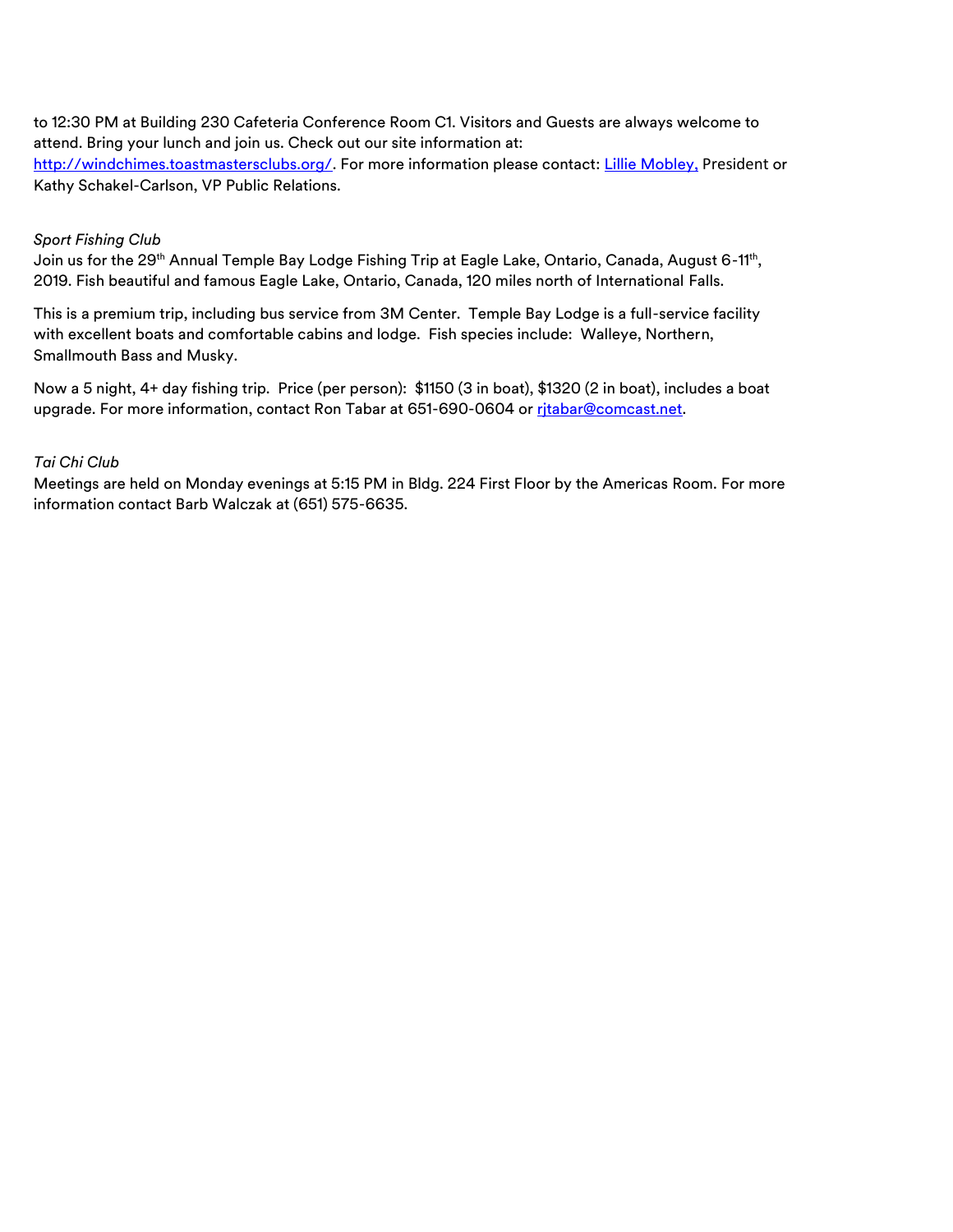to 12:30 PM at Building 230 Cafeteria Conference Room C1. Visitors and Guests are always welcome to attend. Bring your lunch and join us. Check out our site information at: http://windchimes.toastmastersclubs.org/. For more information please contact: Lillie Mobley, President or Kathy Schakel-Carlson, VP Public Relations.

*Sport Fishing Club*

Join us for the 29th Annual Temple Bay Lodge Fishing Trip at Eagle Lake, Ontario, Canada, August 6-11th, 2019. Fish beautiful and famous Eagle Lake, Ontario, Canada, 120 miles north of International Falls.

This is a premium trip, including bus service from 3M Center. Temple Bay Lodge is a full-service facility with excellent boats and comfortable cabins and lodge. Fish species include: Walleye, Northern, Smallmouth Bass and Musky.

Now a 5 night, 4+ day fishing trip. Price (per person): $1150 (3 in boat), $1320 (2 in boat), includes a boat upgrade. For more information, contact Ron Tabar at 651-690-0604 or rjtabar@comcast.net.

*Tai Chi Club*

Meetings are held on Monday evenings at 5:15 PM in Bldg. 224 First Floor by the Americas Room. For more information contact Barb Walczak at (651) 575-6635.